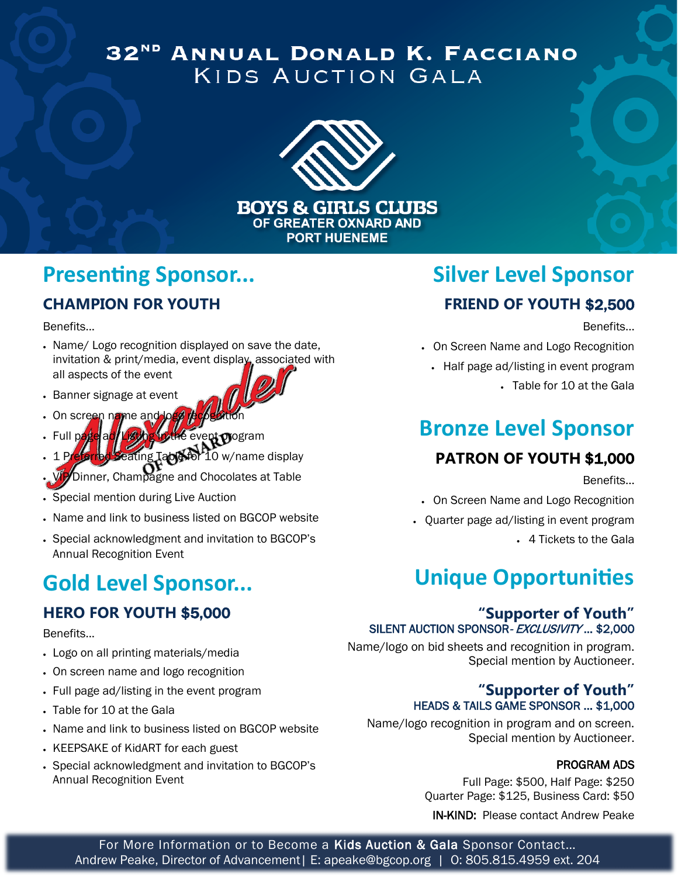# 32ND Annual Donald K. Facciano Kids Auction Gala

BOYS & GIRLS CLUBS OF GREATER OXNARD AND PORT HUENEME

## Presenting Sponsor...

### CHAMPION FOR YOUTH

Alexander OF OXNARD

Benefits...

- Name/ Logo recognition displayed on save the date, invitation & print/media, event display, associated with all aspects of the event
- Banner signage at event
- On screen name and logo recognition
- Full page ad/ Listing in the event program
- 1 Preferred Seating Table for 10 w/name display
- VIP Dinner, Champagne and Chocolates at Table
- Special mention during Live Auction
- Name and link to business listed on BGCOP website
- Special acknowledgment and invitation to BGCOP's Annual Recognition Event

## Gold Level Sponsor...

### HERO FOR YOUTH $5,000

Benefits...

- Logo on all printing materials/media
- On screen name and logo recognition
- Full page ad/listing in the event program
- Table for 10 at the Gala
- Name and link to business listed on BGCOP website
- KEEPSAKE of KidART for each guest
- Special acknowledgment and invitation to BGCOP's Annual Recognition Event

## Silver Level Sponsor

### FRIEND OF YOUTH $2,500

Benefits...

- On Screen Name and Logo Recognition
- Half page ad/listing in event program
- Table for 10 at the Gala

## Bronze Level Sponsor

### PATRON OF YOUTH $1,000

Benefits...

- On Screen Name and Logo Recognition
- Quarter page ad/listing in event program
- 4 Tickets to the Gala

## Unique Opportunities

### "Supporter of Youth"

SILENT AUCTION SPONSOR- *EXCLUSIVITY*... $2,000

Name/logo on bid sheets and recognition in program. Special mention by Auctioneer.

### "Supporter of Youth"

HEADS & TAILS GAME SPONSOR ... $1,000

Name/logo recognition in program and on screen. Special mention by Auctioneer.

PROGRAM ADS

Full Page: $500, Half Page: $250
Quarter Page: $125, Business Card: $50

IN-KIND: Please contact Andrew Peake

For More Information or to Become a **Kids Auction & Gala** Sponsor Contact...
Andrew Peake, Director of Advancement| E: apeake@bgcop.org | O: 805.815.4959 ext. 204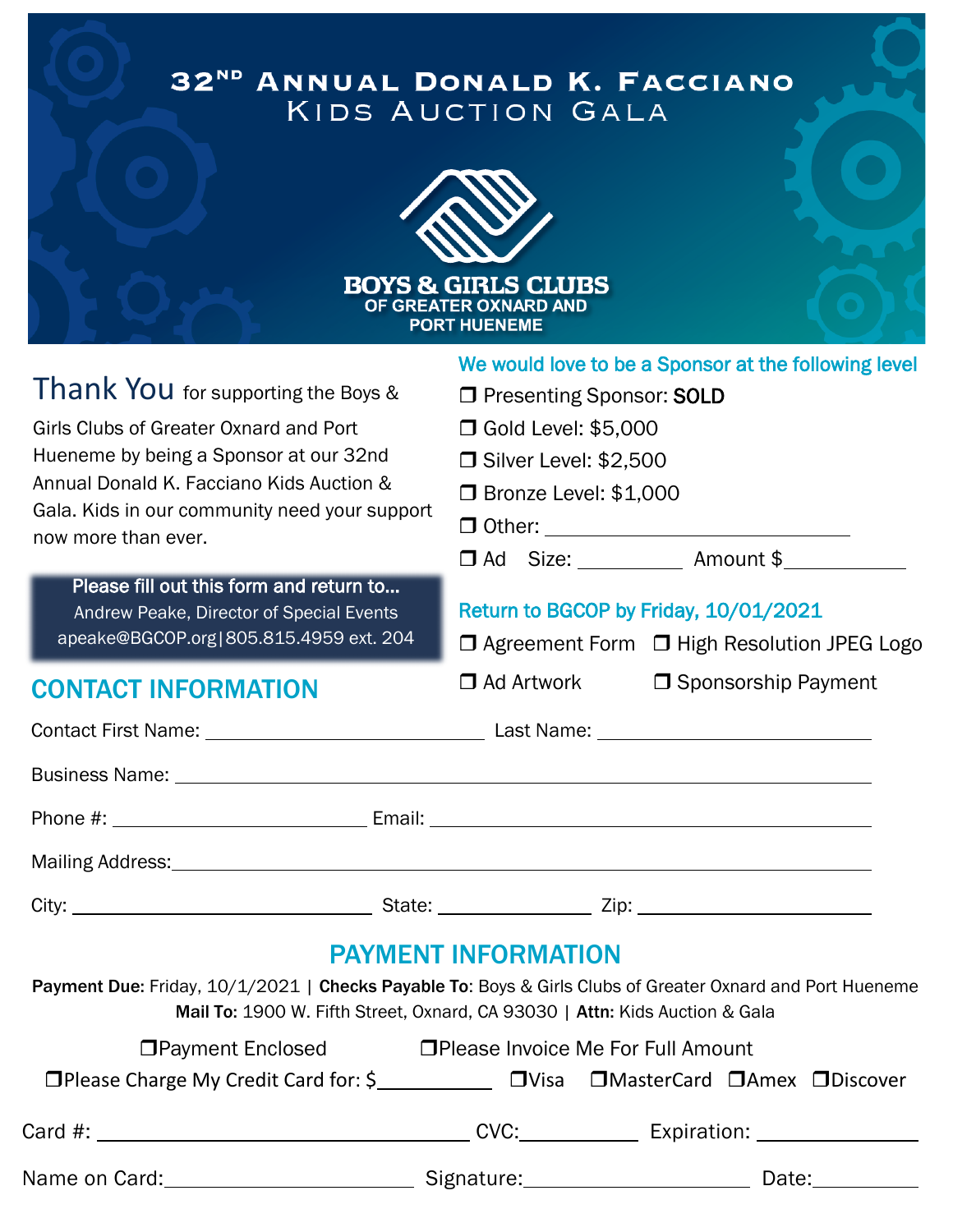# 32ND Annual Donald K. Facciano Kids Auction Gala

BOYS & GIRLS CLUBS OF GREATER OXNARD AND PORT HUENEME

**Thank You** for supporting the Boys & Girls Clubs of Greater Oxnard and Port Hueneme by being a Sponsor at our 32nd Annual Donald K. Facciano Kids Auction & Gala. Kids in our community need your support now more than ever.

**Please fill out this form and return to...**
Andrew Peake, Director of Special Events
apeake@BGCOP.org|805.815.4959 ext. 204

### We would love to be a Sponsor at the following level

- ❒ Presenting Sponsor: SOLD
- ❒ Gold Level: $5,000
- ❒ Silver Level: $2,500
- ❒ Bronze Level: $1,000
- ❒ Other: ______________________
- ❒ Ad Size: __________ Amount $__________

### Return to BGCOP by Friday, 10/01/2021

- ❒ Agreement Form
- ❒ High Resolution JPEG Logo
- ❒ Ad Artwork
- ❒ Sponsorship Payment

## CONTACT INFORMATION

Contact First Name: ______________________ Last Name: ______________________

Business Name: ______________________________________________

Phone #: ____________________ Email: ______________________________

Mailing Address: ______________________________________________

City: ____________________ State: ____________ Zip: ______________

## PAYMENT INFORMATION

**Payment Due:** Friday, 10/1/2021 | **Checks Payable To:** Boys & Girls Clubs of Greater Oxnard and Port Hueneme
**Mail To:** 1900 W. Fifth Street, Oxnard, CA 93030 | **Attn:** Kids Auction & Gala

❒Payment Enclosed ❒Please Invoice Me For Full Amount

❒Please Charge My Credit Card for: $__________ ❒Visa ❒MasterCard ❒Amex ❒Discover

Card #: ______________________________ CVC: __________ Expiration: ______________

Name on Card: ____________________ Signature: ____________________ Date: __________